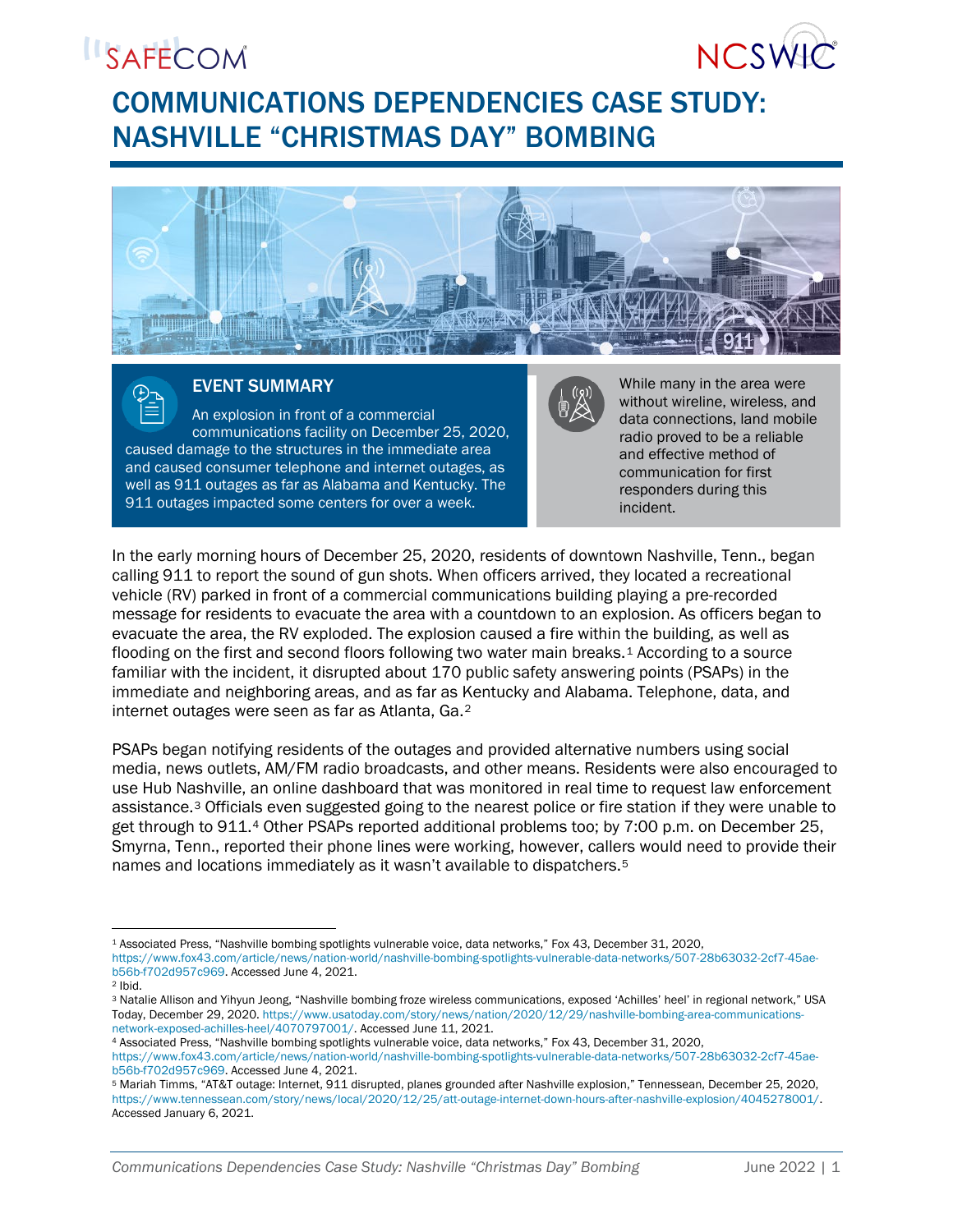# COMMUNICATIONS DEPENDENCIES CASE STUDY: NASHVILLE "CHRISTMAS DAY" BOMBING

## EVENT SUMMARY

An explosion in front of a commercial communications facility on December 25, 2020, caused damage to the structures in the immediate area and caused consumer telephone and internet outages, as well as 911 outages as far as Alabama and Kentucky. The 911 outages impacted some centers for over a week.

While many in the area were without wireline, wireless, and data connections, land mobile radio proved to be a reliable and effective method of communication for first responders during this incident.

In the early morning hours of December 25, 2020, residents of downtown Nashville, Tenn., began calling 911 to report the sound of gun shots. When officers arrived, they located a recreational vehicle (RV) parked in front of a commercial communications building playing a pre-recorded message for residents to evacuate the area with a countdown to an explosion. As officers began to evacuate the area, the RV exploded. The explosion caused a fire within the building, as well as flooding on the first and second floors following two water main breaks.[1] According to a source familiar with the incident, it disrupted about 170 public safety answering points (PSAPs) in the immediate and neighboring areas, and as far as Kentucky and Alabama. Telephone, data, and internet outages were seen as far as Atlanta, Ga.[2]

PSAPs began notifying residents of the outages and provided alternative numbers using social media, news outlets, AM/FM radio broadcasts, and other means. Residents were also encouraged to use Hub Nashville, an online dashboard that was monitored in real time to request law enforcement assistance.[3] Officials even suggested going to the nearest police or fire station if they were unable to get through to 911.[4] Other PSAPs reported additional problems too; by 7:00 p.m. on December 25, Smyrna, Tenn., reported their phone lines were working, however, callers would need to provide their names and locations immediately as it wasn't available to dispatchers.[5]

---

[1] Associated Press, "Nashville bombing spotlights vulnerable voice, data networks," Fox 43, December 31, 2020, https://www.fox43.com/article/news/nation-world/nashville-bombing-spotlights-vulnerable-data-networks/507-28b63032-2cf7-45ae-b56b-f702d957c969. Accessed June 4, 2021.

[2] Ibid.

[3] Natalie Allison and Yihyun Jeong, "Nashville bombing froze wireless communications, exposed 'Achilles' heel' in regional network," USA Today, December 29, 2020. https://www.usatoday.com/story/news/nation/2020/12/29/nashville-bombing-area-communications-network-exposed-achilles-heel/4070797001/. Accessed June 11, 2021.

[4] Associated Press, "Nashville bombing spotlights vulnerable voice, data networks," Fox 43, December 31, 2020, https://www.fox43.com/article/news/nation-world/nashville-bombing-spotlights-vulnerable-data-networks/507-28b63032-2cf7-45ae-b56b-f702d957c969. Accessed June 4, 2021.

[5] Mariah Timms, "AT&T outage: Internet, 911 disrupted, planes grounded after Nashville explosion," Tennessean, December 25, 2020, https://www.tennessean.com/story/news/local/2020/12/25/att-outage-internet-down-hours-after-nashville-explosion/4045278001/. Accessed January 6, 2021.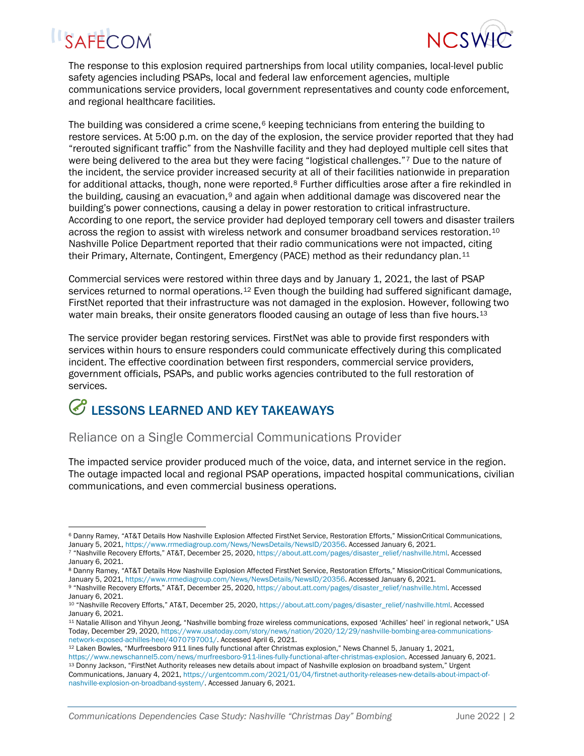The response to this explosion required partnerships from local utility companies, local-level public safety agencies including PSAPs, local and federal law enforcement agencies, multiple communications service providers, local government representatives and county code enforcement, and regional healthcare facilities.

The building was considered a crime scene,[6] keeping technicians from entering the building to restore services. At 5:00 p.m. on the day of the explosion, the service provider reported that they had "rerouted significant traffic" from the Nashville facility and they had deployed multiple cell sites that were being delivered to the area but they were facing "logistical challenges."[7] Due to the nature of the incident, the service provider increased security at all of their facilities nationwide in preparation for additional attacks, though, none were reported.[8] Further difficulties arose after a fire rekindled in the building, causing an evacuation,[9] and again when additional damage was discovered near the building's power connections, causing a delay in power restoration to critical infrastructure. According to one report, the service provider had deployed temporary cell towers and disaster trailers across the region to assist with wireless network and consumer broadband services restoration.[10] Nashville Police Department reported that their radio communications were not impacted, citing their Primary, Alternate, Contingent, Emergency (PACE) method as their redundancy plan.[11]

Commercial services were restored within three days and by January 1, 2021, the last of PSAP services returned to normal operations.[12] Even though the building had suffered significant damage, FirstNet reported that their infrastructure was not damaged in the explosion. However, following two water main breaks, their onsite generators flooded causing an outage of less than five hours.[13]

The service provider began restoring services. FirstNet was able to provide first responders with services within hours to ensure responders could communicate effectively during this complicated incident. The effective coordination between first responders, commercial service providers, government officials, PSAPs, and public works agencies contributed to the full restoration of services.

## LESSONS LEARNED AND KEY TAKEAWAYS

### Reliance on a Single Commercial Communications Provider

The impacted service provider produced much of the voice, data, and internet service in the region. The outage impacted local and regional PSAP operations, impacted hospital communications, civilian communications, and even commercial business operations.

---

[6] Danny Ramey, "AT&T Details How Nashville Explosion Affected FirstNet Service, Restoration Efforts," MissionCritical Communications, January 5, 2021, https://www.rrmediagroup.com/News/NewsDetails/NewsID/20356. Accessed January 6, 2021.

[7] "Nashville Recovery Efforts," AT&T, December 25, 2020, https://about.att.com/pages/disaster_relief/nashville.html. Accessed January 6, 2021.

[8] Danny Ramey, "AT&T Details How Nashville Explosion Affected FirstNet Service, Restoration Efforts," MissionCritical Communications, January 5, 2021, https://www.rrmediagroup.com/News/NewsDetails/NewsID/20356. Accessed January 6, 2021.

[9] "Nashville Recovery Efforts," AT&T, December 25, 2020, https://about.att.com/pages/disaster_relief/nashville.html. Accessed January 6, 2021.

[10] "Nashville Recovery Efforts," AT&T, December 25, 2020, https://about.att.com/pages/disaster_relief/nashville.html. Accessed January 6, 2021.

[11] Natalie Allison and Yihyun Jeong, "Nashville bombing froze wireless communications, exposed 'Achilles' heel' in regional network," USA Today, December 29, 2020, https://www.usatoday.com/story/news/nation/2020/12/29/nashville-bombing-area-communications-network-exposed-achilles-heel/4070797001/. Accessed April 6, 2021.

[12] Laken Bowles, "Murfreesboro 911 lines fully functional after Christmas explosion," News Channel 5, January 1, 2021, https://www.newschannel5.com/news/murfreesboro-911-lines-fully-functional-after-christmas-explosion. Accessed January 6, 2021.

[13] Donny Jackson, "FirstNet Authority releases new details about impact of Nashville explosion on broadband system," Urgent Communications, January 4, 2021, https://urgentcomm.com/2021/01/04/firstnet-authority-releases-new-details-about-impact-of-nashville-explosion-on-broadband-system/. Accessed January 6, 2021.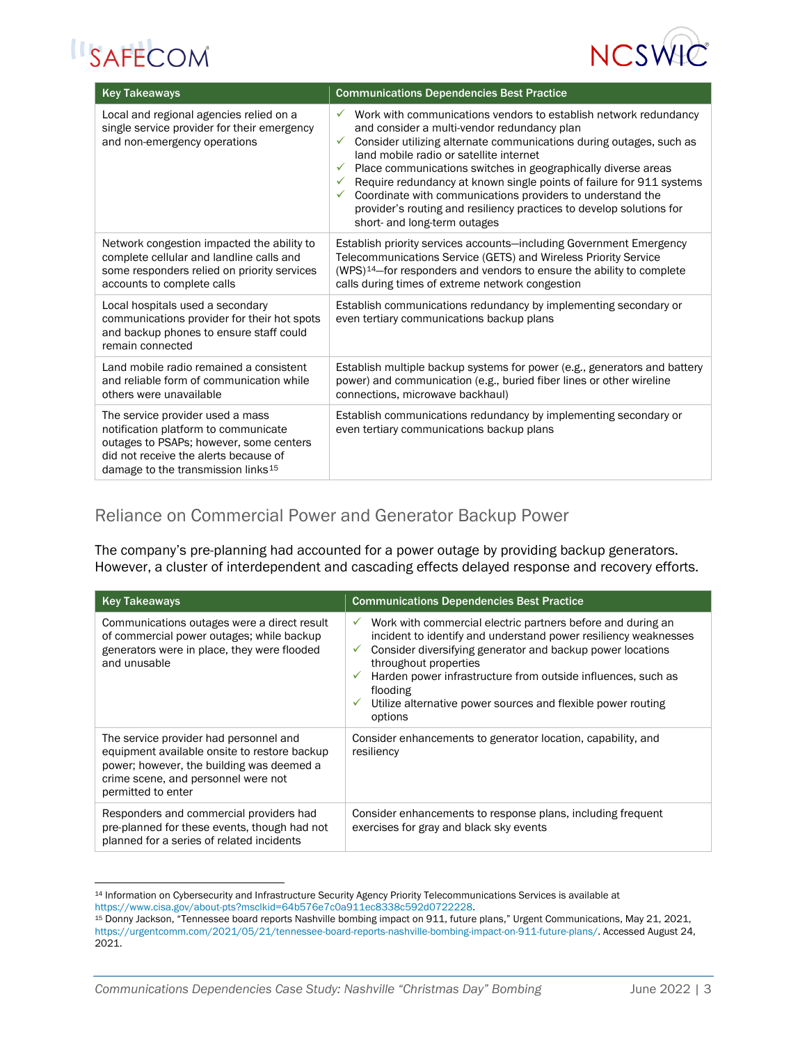| Key Takeaways | Communications Dependencies Best Practice |
| --- | --- |
| Local and regional agencies relied on a single service provider for their emergency and non-emergency operations | ✓ Work with communications vendors to establish network redundancy and consider a multi-vendor redundancy plan<br>✓ Consider utilizing alternate communications during outages, such as land mobile radio or satellite internet<br>✓ Place communications switches in geographically diverse areas<br>✓ Require redundancy at known single points of failure for 911 systems<br>✓ Coordinate with communications providers to understand the provider's routing and resiliency practices to develop solutions for short- and long-term outages |
| Network congestion impacted the ability to complete cellular and landline calls and some responders relied on priority services accounts to complete calls | Establish priority services accounts—including Government Emergency Telecommunications Service (GETS) and Wireless Priority Service (WPS)[14]—for responders and vendors to ensure the ability to complete calls during times of extreme network congestion |
| Local hospitals used a secondary communications provider for their hot spots and backup phones to ensure staff could remain connected | Establish communications redundancy by implementing secondary or even tertiary communications backup plans |
| Land mobile radio remained a consistent and reliable form of communication while others were unavailable | Establish multiple backup systems for power (e.g., generators and battery power) and communication (e.g., buried fiber lines or other wireline connections, microwave backhaul) |
| The service provider used a mass notification platform to communicate outages to PSAPs; however, some centers did not receive the alerts because of damage to the transmission links[15] | Establish communications redundancy by implementing secondary or even tertiary communications backup plans |

## Reliance on Commercial Power and Generator Backup Power

The company's pre-planning had accounted for a power outage by providing backup generators. However, a cluster of interdependent and cascading effects delayed response and recovery efforts.

| Key Takeaways | Communications Dependencies Best Practice |
| --- | --- |
| Communications outages were a direct result of commercial power outages; while backup generators were in place, they were flooded and unusable | ✓ Work with commercial electric partners before and during an incident to identify and understand power resiliency weaknesses<br>✓ Consider diversifying generator and backup power locations throughout properties<br>✓ Harden power infrastructure from outside influences, such as flooding<br>✓ Utilize alternative power sources and flexible power routing options |
| The service provider had personnel and equipment available onsite to restore backup power; however, the building was deemed a crime scene, and personnel were not permitted to enter | Consider enhancements to generator location, capability, and resiliency |
| Responders and commercial providers had pre-planned for these events, though had not planned for a series of related incidents | Consider enhancements to response plans, including frequent exercises for gray and black sky events |

[14] Information on Cybersecurity and Infrastructure Security Agency Priority Telecommunications Services is available at https://www.cisa.gov/about-pts?msclkid=64b576e7c0a911ec8338c592d0722228.

[15] Donny Jackson, "Tennessee board reports Nashville bombing impact on 911, future plans," Urgent Communications, May 21, 2021, https://urgentcomm.com/2021/05/21/tennessee-board-reports-nashville-bombing-impact-on-911-future-plans/. Accessed August 24, 2021.